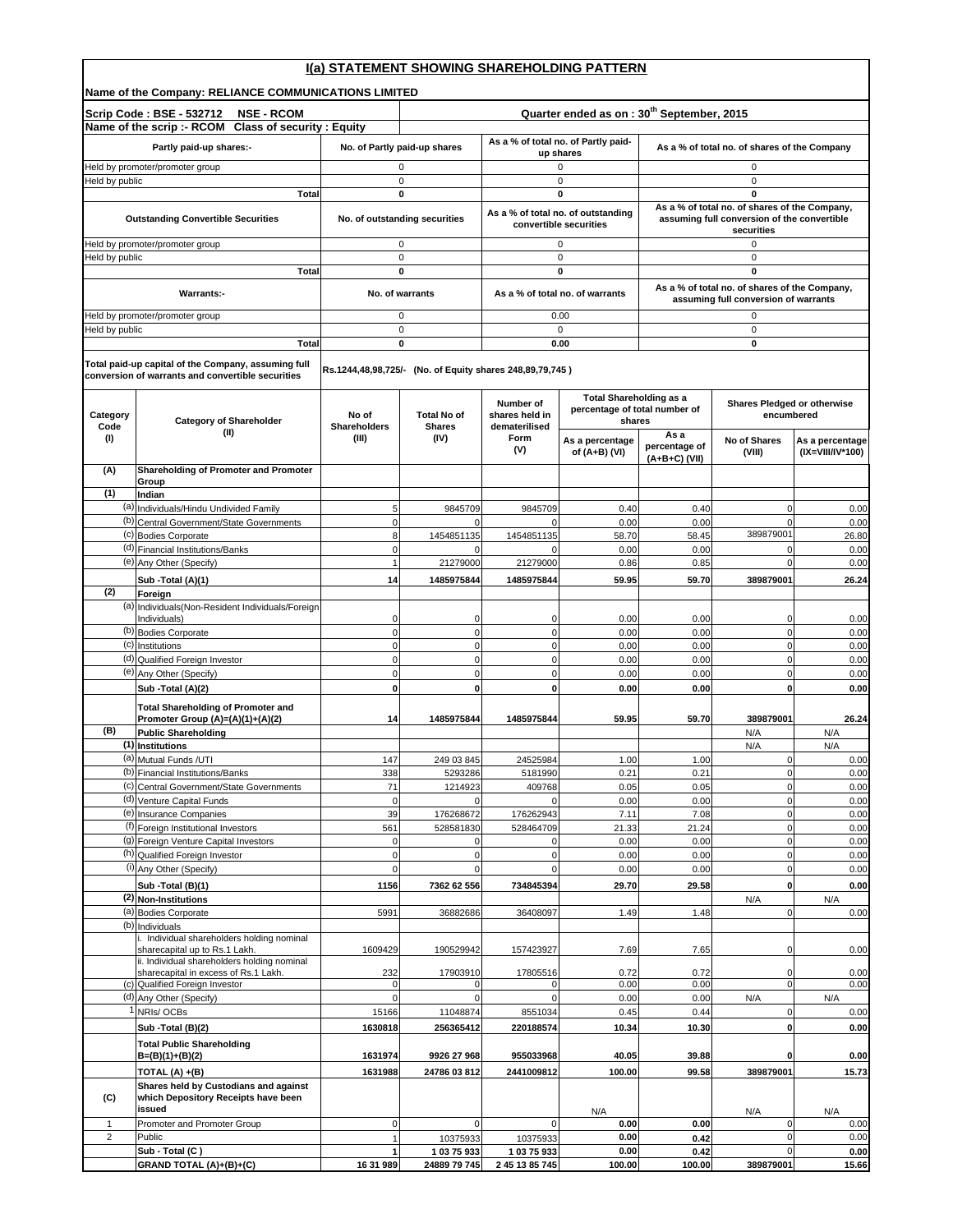# I(a) STATEMENT SHOWING SHAREHOLDING PATTERN

**Name of the Company: RELIANCE COMMUNICATIONS LIMITED**

**Scrip Code : BSE - 532712 NSE - RCOM** | **Quarter ended as on : 30th September, 2015**

**Name of the scrip :- RCOM Class of security : Equity**

| Partly paid-up shares:- | No. of Partly paid-up shares | As a % of total no. of Partly paid-up shares | As a % of total no. of shares of the Company |
|---|---|---|---|
| Held by promoter/promoter group | 0 | 0 | 0 |
| Held by public | 0 | 0 | 0 |
| **Total** | **0** | **0** | **0** |
| **Outstanding Convertible Securities** | **No. of outstanding securities** | **As a % of total no. of outstanding convertible securities** | **As a % of total no. of shares of the Company, assuming full conversion of the convertible securities** |
| Held by promoter/promoter group | 0 | 0 | 0 |
| Held by public | 0 | 0 | 0 |
| **Total** | **0** | **0** | **0** |
| **Warrants:-** | **No. of warrants** | **As a % of total no. of warrants** | **As a % of total no. of shares of the Company, assuming full conversion of warrants** |
| Held by promoter/promoter group | 0 | 0.00 | 0 |
| Held by public | 0 | 0 | 0 |
| **Total** | **0** | **0.00** | **0** |
| **Total paid-up capital of the Company, assuming full conversion of warrants and convertible securities** | Rs.1244,48,98,725/- (No. of Equity shares 248,89,79,745 ) | | |

| Category Code (I) | Category of Shareholder (II) | No of Shareholders (III) | Total No of Shares (IV) | Number of shares held in dematerialised Form (V) | Total Shareholding as a percentage of total number of shares | | Shares Pledged or otherwise encumbered | |
|---|---|---|---|---|---|---|---|---|
| | | | | | As a percentage of (A+B) (VI) | As a percentage of (A+B+C) (VII) | No of Shares (VIII) | As a percentage (IX=VIII/IV*100) |
| **(A)** | **Shareholding of Promoter and Promoter Group** | | | | | | | |
| **(1)** | **Indian** | | | | | | | |
| (a) | Individuals/Hindu Undivided Family | 5 | 9845709 | 9845709 | 0.40 | 0.40 | 0 | 0.00 |
| (b) | Central Government/State Governments | 0 | 0 | 0 | 0.00 | 0.00 | 0 | 0.00 |
| (c) | Bodies Corporate | 8 | 1454851135 | 1454851135 | 58.70 | 58.45 | 389879001 | 26.80 |
| (d) | Financial Institutions/Banks | 0 | 0 | 0 | 0.00 | 0.00 | 0 | 0.00 |
| (e) | Any Other (Specify) | 1 | 21279000 | 21279000 | 0.86 | 0.85 | 0 | 0.00 |
| | **Sub -Total (A)(1)** | **14** | **1485975844** | **1485975844** | **59.95** | **59.70** | **389879001** | **26.24** |
| **(2)** | **Foreign** | | | | | | | |
| (a) | Individuals(Non-Resident Individuals/Foreign Individuals) | 0 | 0 | 0 | 0.00 | 0.00 | 0 | 0.00 |
| (b) | Bodies Corporate | 0 | 0 | 0 | 0.00 | 0.00 | 0 | 0.00 |
| (c) | Institutions | 0 | 0 | 0 | 0.00 | 0.00 | 0 | 0.00 |
| (d) | Qualified Foreign Investor | 0 | 0 | 0 | 0.00 | 0.00 | 0 | 0.00 |
| (e) | Any Other (Specify) | 0 | 0 | 0 | 0.00 | 0.00 | 0 | 0.00 |
| | **Sub -Total (A)(2)** | **0** | **0** | **0** | **0.00** | **0.00** | **0** | **0.00** |
| | **Total Shareholding of Promoter and Promoter Group (A)=(A)(1)+(A)(2)** | **14** | **1485975844** | **1485975844** | **59.95** | **59.70** | **389879001** | **26.24** |
| **(B)** | **Public Shareholding** | | | | | | N/A | N/A |
| (1) | **Institutions** | | | | | | N/A | N/A |
| (a) | Mutual Funds /UTI | 147 | 249 03 845 | 24525984 | 1.00 | 1.00 | 0 | 0.00 |
| (b) | Financial Institutions/Banks | 338 | 5293286 | 5181990 | 0.21 | 0.21 | 0 | 0.00 |
| (c) | Central Government/State Governments | 71 | 1214923 | 409768 | 0.05 | 0.05 | 0 | 0.00 |
| (d) | Venture Capital Funds | 0 | 0 | 0 | 0.00 | 0.00 | 0 | 0.00 |
| (e) | Insurance Companies | 39 | 176268672 | 176262943 | 7.11 | 7.08 | 0 | 0.00 |
| (f) | Foreign Institutional Investors | 561 | 528581830 | 528464709 | 21.33 | 21.24 | 0 | 0.00 |
| (g) | Foreign Venture Capital Investors | 0 | 0 | 0 | 0.00 | 0.00 | 0 | 0.00 |
| (h) | Qualified Foreign Investor | 0 | 0 | 0 | 0.00 | 0.00 | 0 | 0.00 |
| (i) | Any Other (Specify) | 0 | 0 | 0 | 0.00 | 0.00 | 0 | 0.00 |
| | **Sub -Total (B)(1)** | **1156** | **7362 62 556** | **734845394** | **29.70** | **29.58** | **0** | **0.00** |
| (2) | **Non-Institutions** | | | | | | N/A | N/A |
| (a) | Bodies Corporate | 5991 | 36882686 | 36408097 | 1.49 | 1.48 | 0 | 0.00 |
| (b) | Individuals | | | | | | | |
| | i. Individual shareholders holding nominal sharecapital up to Rs.1 Lakh. | 1609429 | 190529942 | 157423927 | 7.69 | 7.65 | 0 | 0.00 |
| | ii. Individual shareholders holding nominal sharecapital in excess of Rs.1 Lakh. | 232 | 17903910 | 17805516 | 0.72 | 0.72 | 0 | 0.00 |
| (c) | Qualified Foreign Investor | 0 | 0 | 0 | 0.00 | 0.00 | 0 | 0.00 |
| (d) | Any Other (Specify) | 0 | 0 | 0 | 0.00 | 0.00 | N/A | N/A |
| 1 | NRIs/ OCBs | 15166 | 11048874 | 8551034 | 0.45 | 0.44 | 0 | 0.00 |
| | **Sub -Total (B)(2)** | **1630818** | **256365412** | **220188574** | **10.34** | **10.30** | **0** | **0.00** |
| | **Total Public Shareholding B=(B)(1)+(B)(2)** | **1631974** | **9926 27 968** | **955033968** | **40.05** | **39.88** | **0** | **0.00** |
| | **TOTAL (A) +(B)** | **1631988** | **24786 03 812** | **2441009812** | **100.00** | **99.58** | **389879001** | **15.73** |
| **(C)** | **Shares held by Custodians and against which Depository Receipts have been issued** | | | | N/A | | N/A | N/A |
| 1 | Promoter and Promoter Group | 0 | 0 | 0 | **0.00** | **0.00** | 0 | 0.00 |
| 2 | Public | 1 | 10375933 | 10375933 | **0.00** | **0.42** | 0 | 0.00 |
| | **Sub - Total (C )** | **1** | **1 03 75 933** | **1 03 75 933** | **0.00** | **0.42** | 0 | **0.00** |
| | **GRAND TOTAL (A)+(B)+(C)** | **16 31 989** | **24889 79 745** | **2 45 13 85 745** | **100.00** | **100.00** | **389879001** | **15.66** |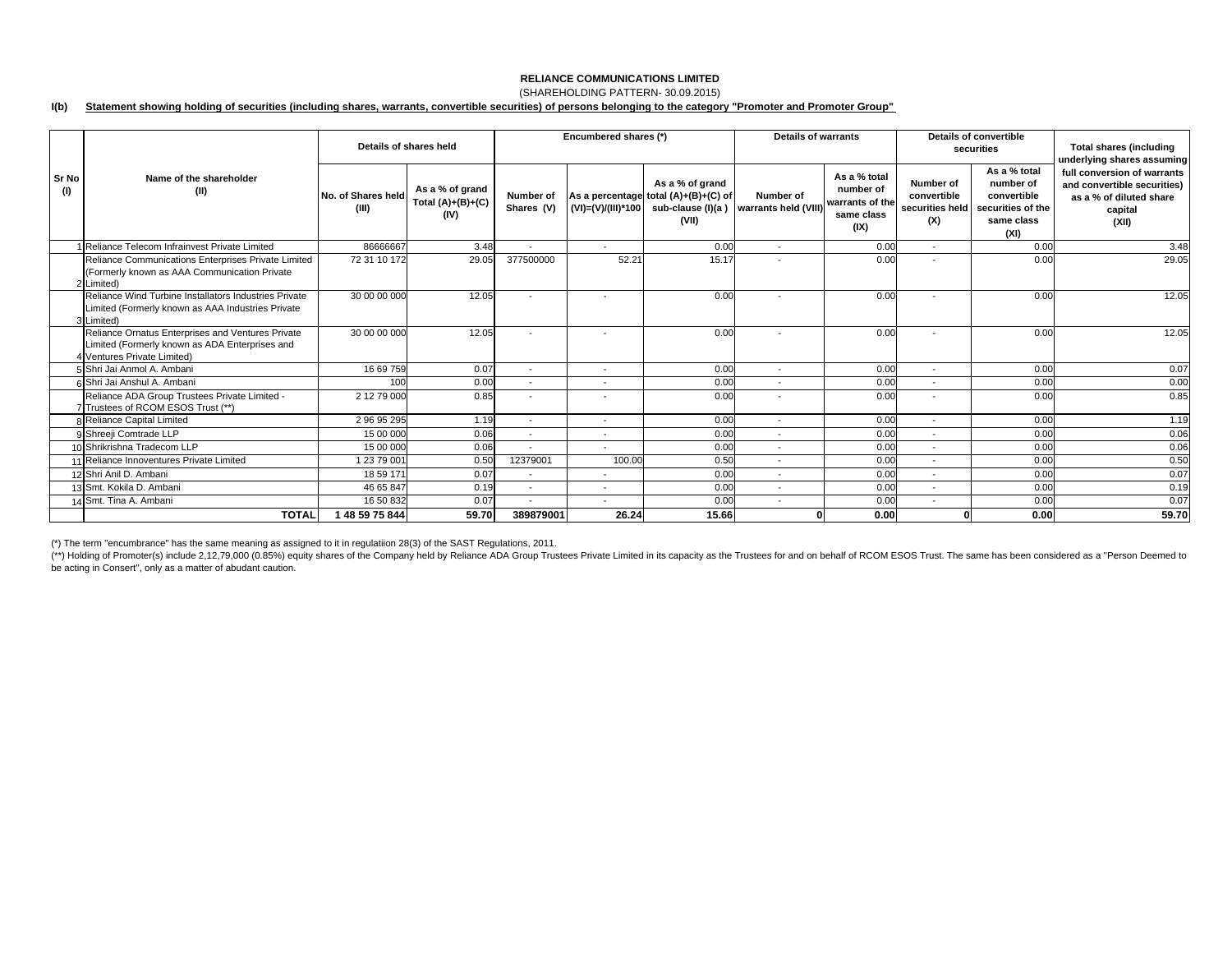**RELIANCE COMMUNICATIONS LIMITED**

(SHAREHOLDING PATTERN- 30.09.2015)

**I(b) Statement showing holding of securities (including shares, warrants, convertible securities) of persons belonging to the category "Promoter and Promoter Group"**

| Sr No (I) | Name of the shareholder (II) | Details of shares held | | Encumbered shares (*) | | | Details of warrants | | Details of convertible securities | | Total shares (including underlying shares assuming full conversion of warrants and convertible securities) as a % of diluted share capital (XII) |
|---|---|---|---|---|---|---|---|---|---|---|---|
| | | No. of Shares held (III) | As a % of grand Total (A)+(B)+(C) (IV) | Number of Shares (V) | As a percentage (VI)=(V)/(III)*100 | As a % of grand total (A)+(B)+(C) of sub-clause (I)(a ) (VII) | Number of warrants held (VIII) | As a % total number of warrants of the same class (IX) | Number of convertible securities held (X) | As a % total number of convertible securities of the same class (XI) | |
| 1 | Reliance Telecom Infrainvest Private Limited | 86666667 | 3.48 | - | - | 0.00 | - | 0.00 | - | 0.00 | 3.48 |
| 2 | Reliance Communications Enterprises Private Limited (Formerly known as AAA Communication Private Limited) | 72 31 10 172 | 29.05 | 377500000 | 52.21 | 15.17 | - | 0.00 | - | 0.00 | 29.05 |
| 3 | Reliance Wind Turbine Installators Industries Private Limited (Formerly known as AAA Industries Private Limited) | 30 00 00 000 | 12.05 | - | - | 0.00 | - | 0.00 | - | 0.00 | 12.05 |
| 4 | Reliance Ornatus Enterprises and Ventures Private Limited (Formerly known as ADA Enterprises and Ventures Private Limited) | 30 00 00 000 | 12.05 | - | - | 0.00 | - | 0.00 | - | 0.00 | 12.05 |
| 5 | Shri Jai Anmol A. Ambani | 16 69 759 | 0.07 | - | - | 0.00 | - | 0.00 | - | 0.00 | 0.07 |
| 6 | Shri Jai Anshul A. Ambani | 100 | 0.00 | - | - | 0.00 | - | 0.00 | - | 0.00 | 0.00 |
| 7 | Reliance ADA Group Trustees Private Limited - Trustees of RCOM ESOS Trust (**) | 2 12 79 000 | 0.85 | - | - | 0.00 | - | 0.00 | - | 0.00 | 0.85 |
| 8 | Reliance Capital Limited | 2 96 95 295 | 1.19 | - | - | 0.00 | - | 0.00 | - | 0.00 | 1.19 |
| 9 | Shreeji Comtrade LLP | 15 00 000 | 0.06 | - | - | 0.00 | - | 0.00 | - | 0.00 | 0.06 |
| 10 | Shrikrishna Tradecom LLP | 15 00 000 | 0.06 | - | - | 0.00 | - | 0.00 | - | 0.00 | 0.06 |
| 11 | Reliance Innoventures Private Limited | 1 23 79 001 | 0.50 | 12379001 | 100.00 | 0.50 | - | 0.00 | - | 0.00 | 0.50 |
| 12 | Shri Anil D. Ambani | 18 59 171 | 0.07 | - | - | 0.00 | - | 0.00 | - | 0.00 | 0.07 |
| 13 | Smt. Kokila D. Ambani | 46 65 847 | 0.19 | - | - | 0.00 | - | 0.00 | - | 0.00 | 0.19 |
| 14 | Smt. Tina A. Ambani | 16 50 832 | 0.07 | - | - | 0.00 | - | 0.00 | - | 0.00 | 0.07 |
| | **TOTAL** | **1 48 59 75 844** | **59.70** | **389879001** | **26.24** | **15.66** | **0** | **0.00** | **0** | **0.00** | **59.70** |

(*) The term "encumbrance" has the same meaning as assigned to it in regulatiion 28(3) of the SAST Regulations, 2011.

(**) Holding of Promoter(s) include 2,12,79,000 (0.85%) equity shares of the Company held by Reliance ADA Group Trustees Private Limited in its capacity as the Trustees for and on behalf of RCOM ESOS Trust. The same has been considered as a "Person Deemed to be acting in Consert", only as a matter of abudant caution.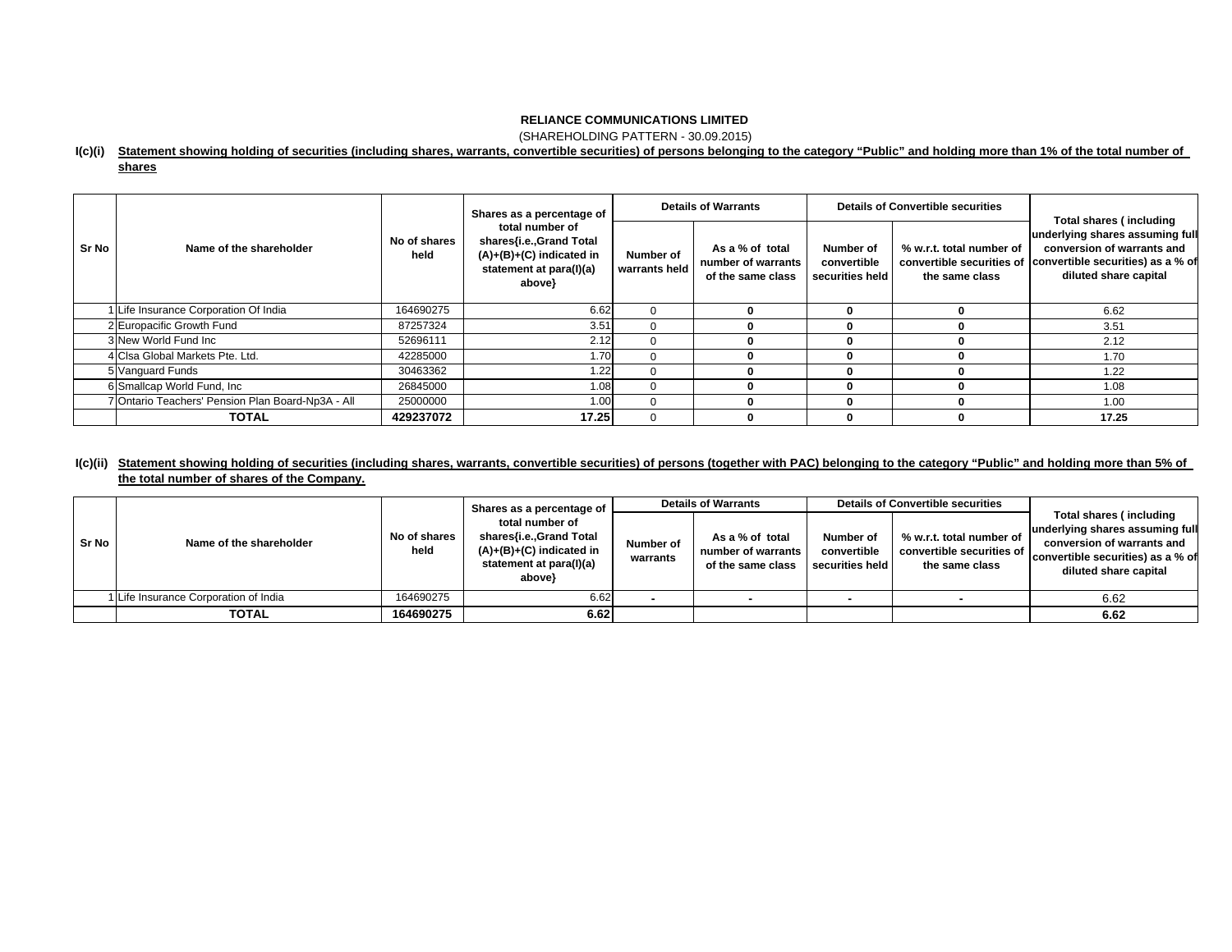**RELIANCE COMMUNICATIONS LIMITED**

(SHAREHOLDING PATTERN - 30.09.2015)

**I(c)(i) Statement showing holding of securities (including shares, warrants, convertible securities) of persons belonging to the category "Public" and holding more than 1% of the total number of shares**

| Sr No | Name of the shareholder | No of shares held | Shares as a percentage of total number of shares{i.e.,Grand Total (A)+(B)+(C) indicated in statement at para(I)(a) above} | Details of Warrants | | Details of Convertible securities | | Total shares ( including underlying shares assuming full conversion of warrants and convertible securities) as a % of diluted share capital |
|---|---|---|---|---|---|---|---|---|
| | | | | Number of warrants held | As a % of total number of warrants of the same class | Number of convertible securities held | % w.r.t. total number of convertible securities of the same class | |
| 1 | Life Insurance Corporation Of India | 164690275 | 6.62 | 0 | 0 | 0 | 0 | 6.62 |
| 2 | Europacific Growth Fund | 87257324 | 3.51 | 0 | 0 | 0 | 0 | 3.51 |
| 3 | New World Fund Inc | 52696111 | 2.12 | 0 | 0 | 0 | 0 | 2.12 |
| 4 | Clsa Global Markets Pte. Ltd. | 42285000 | 1.70 | 0 | 0 | 0 | 0 | 1.70 |
| 5 | Vanguard Funds | 30463362 | 1.22 | 0 | 0 | 0 | 0 | 1.22 |
| 6 | Smallcap World Fund, Inc | 26845000 | 1.08 | 0 | 0 | 0 | 0 | 1.08 |
| 7 | Ontario Teachers' Pension Plan Board-Np3A - All | 25000000 | 1.00 | 0 | 0 | 0 | 0 | 1.00 |
| | **TOTAL** | **429237072** | **17.25** | 0 | 0 | 0 | 0 | **17.25** |

**I(c)(ii) Statement showing holding of securities (including shares, warrants, convertible securities) of persons (together with PAC) belonging to the category "Public" and holding more than 5% of the total number of shares of the Company.**

| Sr No | Name of the shareholder | No of shares held | Shares as a percentage of total number of shares{i.e.,Grand Total (A)+(B)+(C) indicated in statement at para(I)(a) above} | Details of Warrants | | Details of Convertible securities | | Total shares ( including underlying shares assuming full conversion of warrants and convertible securities) as a % of diluted share capital |
|---|---|---|---|---|---|---|---|---|
| | | | | Number of warrants | As a % of total number of warrants of the same class | Number of convertible securities held | % w.r.t. total number of convertible securities of the same class | |
| 1 | Life Insurance Corporation of India | 164690275 | 6.62 | - | - | - | - | 6.62 |
| | **TOTAL** | **164690275** | **6.62** | | | | | **6.62** |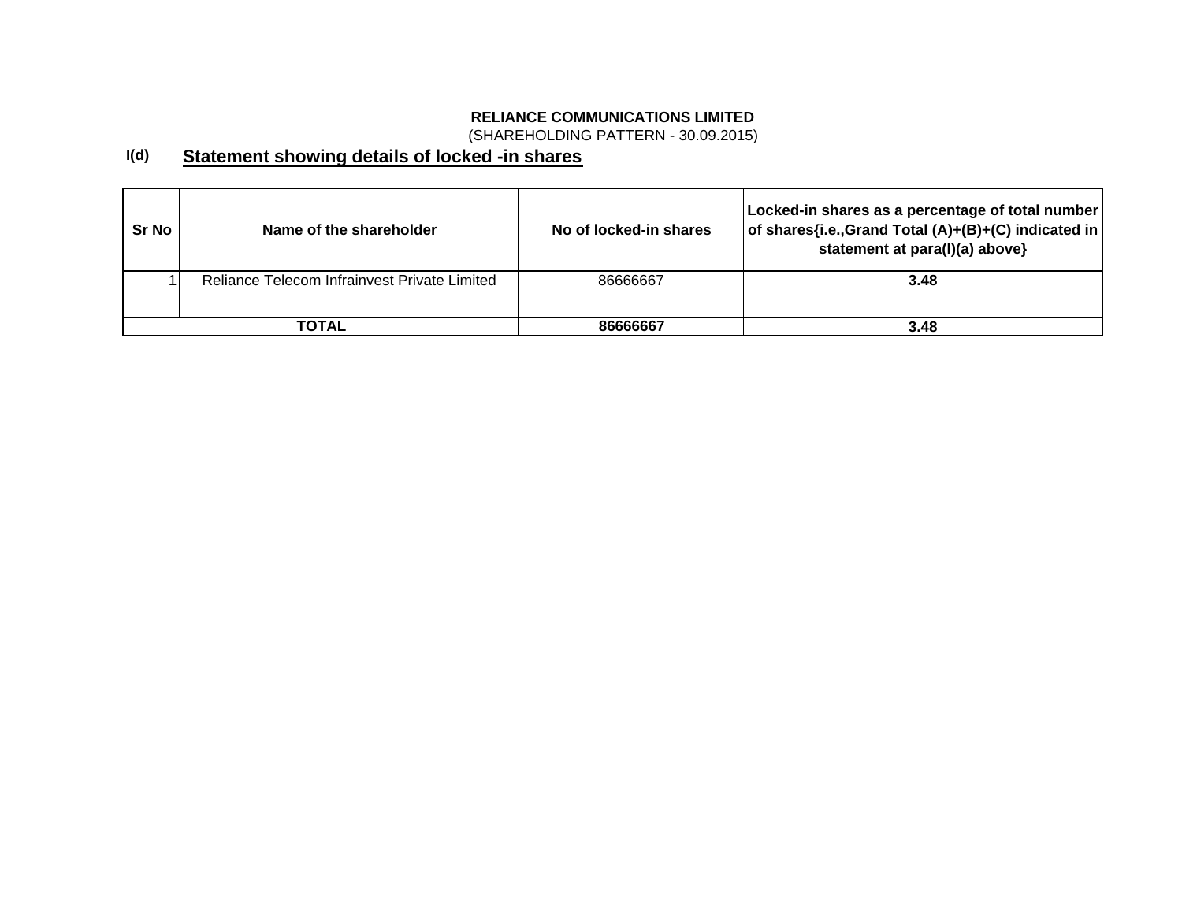**RELIANCE COMMUNICATIONS LIMITED**

(SHAREHOLDING PATTERN - 30.09.2015)

**I(d)** **Statement showing details of locked -in shares**

| Sr No | Name of the shareholder | No of locked-in shares | Locked-in shares as a percentage of total number of shares{i.e.,Grand Total (A)+(B)+(C) indicated in statement at para(I)(a) above} |
|---|---|---|---|
| 1 | Reliance Telecom Infrainvest Private Limited | 86666667 | **3.48** |
| **TOTAL** | | **86666667** | **3.48** |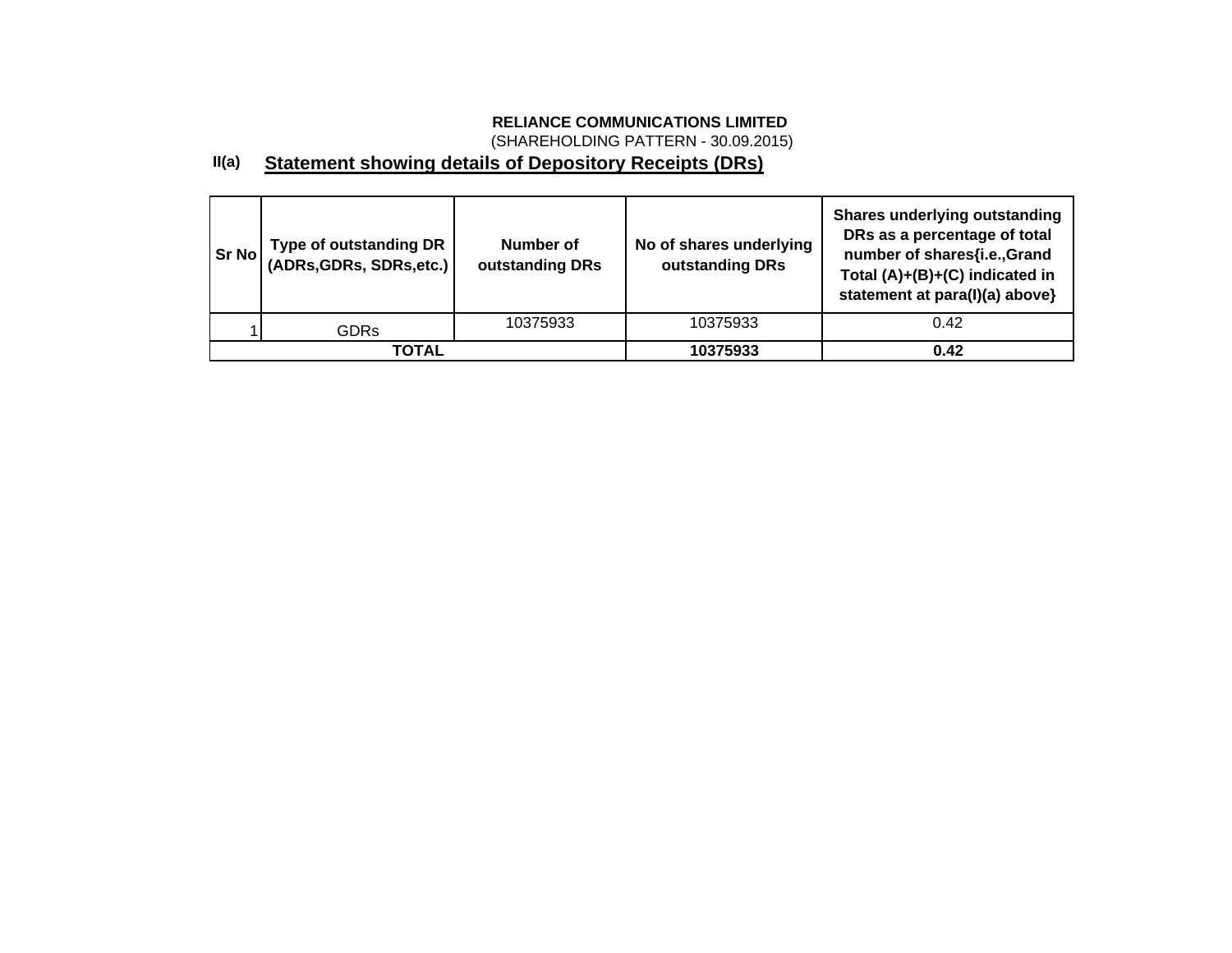**RELIANCE COMMUNICATIONS LIMITED**

(SHAREHOLDING PATTERN - 30.09.2015)

**II(a)** **Statement showing details of Depository Receipts (DRs)**

| Sr No | Type of outstanding DR (ADRs,GDRs, SDRs,etc.) | Number of outstanding DRs | No of shares underlying outstanding DRs | Shares underlying outstanding DRs as a percentage of total number of shares{i.e.,Grand Total (A)+(B)+(C) indicated in statement at para(I)(a) above} |
|---|---|---|---|---|
| 1 | GDRs | 10375933 | 10375933 | 0.42 |
| **TOTAL** | | | **10375933** | **0.42** |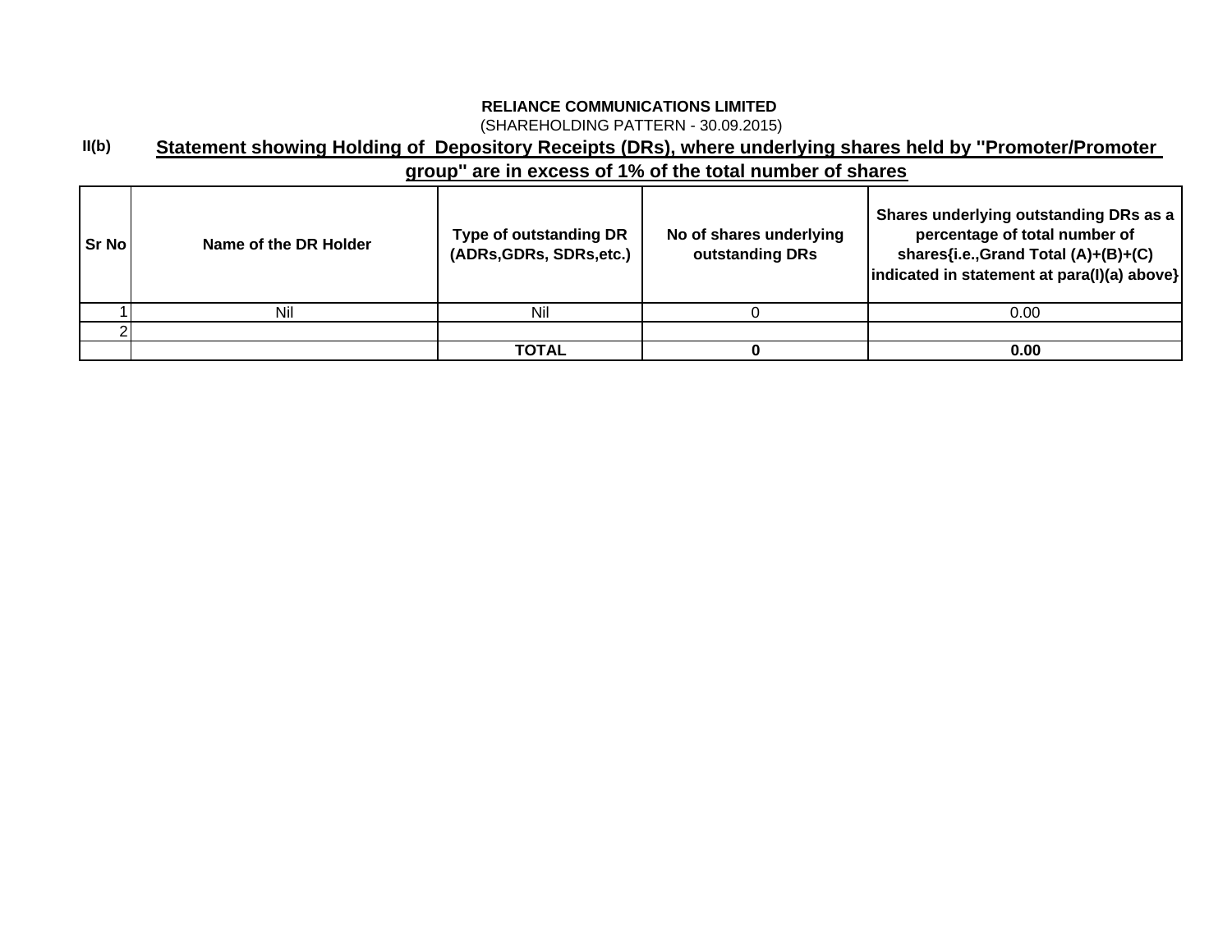**RELIANCE COMMUNICATIONS LIMITED**

(SHAREHOLDING PATTERN - 30.09.2015)

**II(b)** **Statement showing Holding of Depository Receipts (DRs), where underlying shares held by "Promoter/Promoter group" are in excess of 1% of the total number of shares**

| Sr No | Name of the DR Holder | Type of outstanding DR (ADRs,GDRs, SDRs,etc.) | No of shares underlying outstanding DRs | Shares underlying outstanding DRs as a percentage of total number of shares{i.e.,Grand Total (A)+(B)+(C) indicated in statement at para(I)(a) above} |
|---|---|---|---|---|
| 1 | Nil | Nil | 0 | 0.00 |
| 2 | | | | |
| | | **TOTAL** | **0** | **0.00** |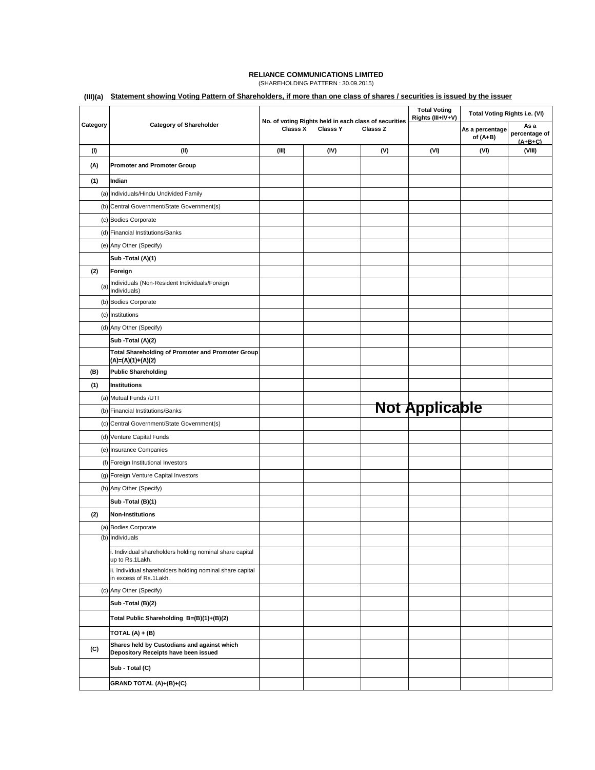**RELIANCE COMMUNICATIONS LIMITED**

(SHAREHOLDING PATTERN : 30.09.2015)

**(III)(a) Statement showing Voting Pattern of Shareholders, if more than one class of shares / securities is issued by the issuer**

| Category | Category of Shareholder | No. of voting Rights held in each class of securities | | | Total Voting Rights (III+IV+V) | Total Voting Rights i.e. (VI) | |
|---|---|---|---|---|---|---|---|
| | | Classs X | Classs Y | Classs Z | | As a percentage of (A+B) | As a percentage of (A+B+C) |
| (I) | (II) | (III) | (IV) | (V) | (VI) | (VI) | (VIII) |
| (A) | **Promoter and Promoter Group** | | | | | | |
| (1) | **Indian** | | | | | | |
| (a) | Individuals/Hindu Undivided Family | | | | | | |
| (b) | Central Government/State Government(s) | | | | | | |
| (c) | Bodies Corporate | | | | | | |
| (d) | Financial Institutions/Banks | | | | | | |
| (e) | Any Other (Specify) | | | | | | |
| | **Sub -Total (A)(1)** | | | | | | |
| (2) | **Foreign** | | | | | | |
| (a) | Individuals (Non-Resident Individuals/Foreign Individuals) | | | | | | |
| (b) | Bodies Corporate | | | | | | |
| (c) | Institutions | | | | | | |
| (d) | Any Other (Specify) | | | | | | |
| | **Sub -Total (A)(2)** | | | | | | |
| | **Total Shareholding of Promoter and Promoter Group (A)=(A)(1)+(A)(2)** | | | | | | |
| (B) | **Public Shareholding** | | | | | | |
| (1) | **Institutions** | | | | | | |
| (a) | Mutual Funds /UTI | | | | | | |
| (b) | Financial Institutions/Banks | | | | **Not Applicable** | | |
| (c) | Central Government/State Government(s) | | | | | | |
| (d) | Venture Capital Funds | | | | | | |
| (e) | Insurance Companies | | | | | | |
| (f) | Foreign Institutional Investors | | | | | | |
| (g) | Foreign Venture Capital Investors | | | | | | |
| (h) | Any Other (Specify) | | | | | | |
| | **Sub -Total (B)(1)** | | | | | | |
| (2) | **Non-Institutions** | | | | | | |
| (a) | Bodies Corporate | | | | | | |
| (b) | Individuals | | | | | | |
| | i. Individual shareholders holding nominal share capital up to Rs.1Lakh. | | | | | | |
| | ii. Individual shareholders holding nominal share capital in excess of Rs.1Lakh. | | | | | | |
| (c) | Any Other (Specify) | | | | | | |
| | **Sub -Total (B)(2)** | | | | | | |
| | **Total Public Shareholding B=(B)(1)+(B)(2)** | | | | | | |
| | **TOTAL (A) + (B)** | | | | | | |
| (C) | **Shares held by Custodians and against which Depository Receipts have been issued** | | | | | | |
| | **Sub - Total (C)** | | | | | | |
| | **GRAND TOTAL (A)+(B)+(C)** | | | | | | |